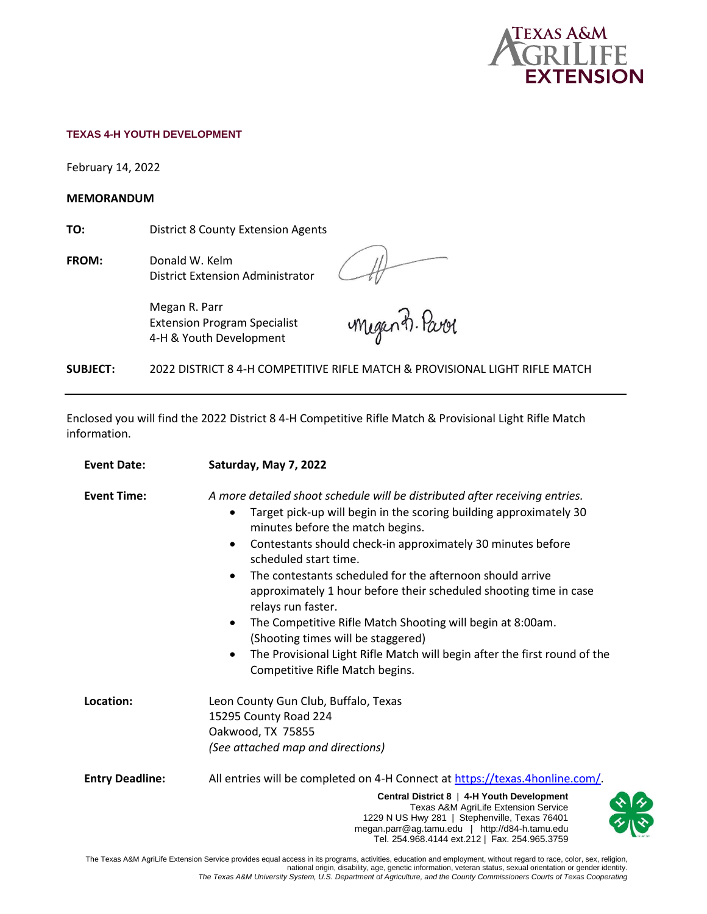Texas A&M AgriLife Extension

**TEXAS 4-H YOUTH DEVELOPMENT**

February 14, 2022

**MEMORANDUM**

**TO:** District 8 County Extension Agents

**FROM:** Donald W. Kelm
District Extension Administrator

Megan R. Parr
Extension Program Specialist
4-H & Youth Development

**SUBJECT:** 2022 DISTRICT 8 4-H COMPETITIVE RIFLE MATCH & PROVISIONAL LIGHT RIFLE MATCH

---

Enclosed you will find the 2022 District 8 4-H Competitive Rifle Match & Provisional Light Rifle Match information.

**Event Date:** **Saturday, May 7, 2022**

**Event Time:** *A more detailed shoot schedule will be distributed after receiving entries.*

- Target pick-up will begin in the scoring building approximately 30 minutes before the match begins.
- Contestants should check-in approximately 30 minutes before scheduled start time.
- The contestants scheduled for the afternoon should arrive approximately 1 hour before their scheduled shooting time in case relays run faster.
- The Competitive Rifle Match Shooting will begin at 8:00am. (Shooting times will be staggered)
- The Provisional Light Rifle Match will begin after the first round of the Competitive Rifle Match begins.

**Location:** Leon County Gun Club, Buffalo, Texas
15295 County Road 224
Oakwood, TX 75855
*(See attached map and directions)*

**Entry Deadline:** All entries will be completed on 4-H Connect at https://texas.4honline.com/.

**Central District 8 | 4-H Youth Development**
Texas A&M AgriLife Extension Service
1229 N US Hwy 281 | Stephenville, Texas 76401
megan.parr@ag.tamu.edu | http://d84-h.tamu.edu
Tel. 254.968.4144 ext.212 | Fax. 254.965.3759

The Texas A&M AgriLife Extension Service provides equal access in its programs, activities, education and employment, without regard to race, color, sex, religion, national origin, disability, age, genetic information, veteran status, sexual orientation or gender identity.
*The Texas A&M University System, U.S. Department of Agriculture, and the County Commissioners Courts of Texas Cooperating*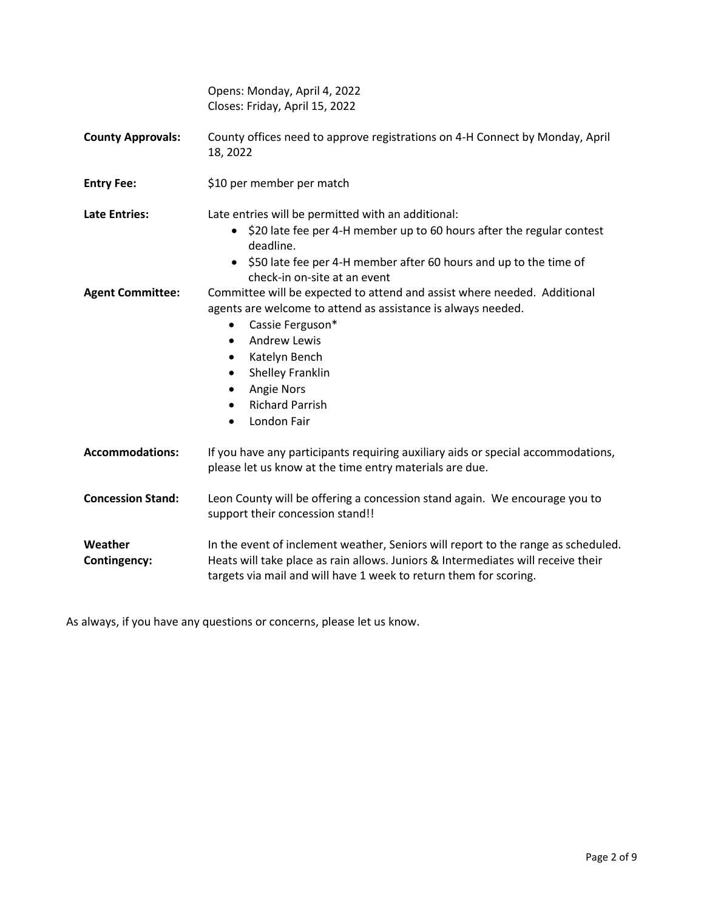Opens: Monday, April 4, 2022
Closes: Friday, April 15, 2022

**County Approvals:** County offices need to approve registrations on 4-H Connect by Monday, April 18, 2022

**Entry Fee:** $10 per member per match

**Late Entries:** Late entries will be permitted with an additional:

- $20 late fee per 4-H member up to 60 hours after the regular contest deadline.
- $50 late fee per 4-H member after 60 hours and up to the time of check-in on-site at an event

**Agent Committee:** Committee will be expected to attend and assist where needed. Additional agents are welcome to attend as assistance is always needed.

- Cassie Ferguson*
- Andrew Lewis
- Katelyn Bench
- Shelley Franklin
- Angie Nors
- Richard Parrish
- London Fair

**Accommodations:** If you have any participants requiring auxiliary aids or special accommodations, please let us know at the time entry materials are due.

**Concession Stand:** Leon County will be offering a concession stand again. We encourage you to support their concession stand!!

**Weather Contingency:** In the event of inclement weather, Seniors will report to the range as scheduled. Heats will take place as rain allows. Juniors & Intermediates will receive their targets via mail and will have 1 week to return them for scoring.

As always, if you have any questions or concerns, please let us know.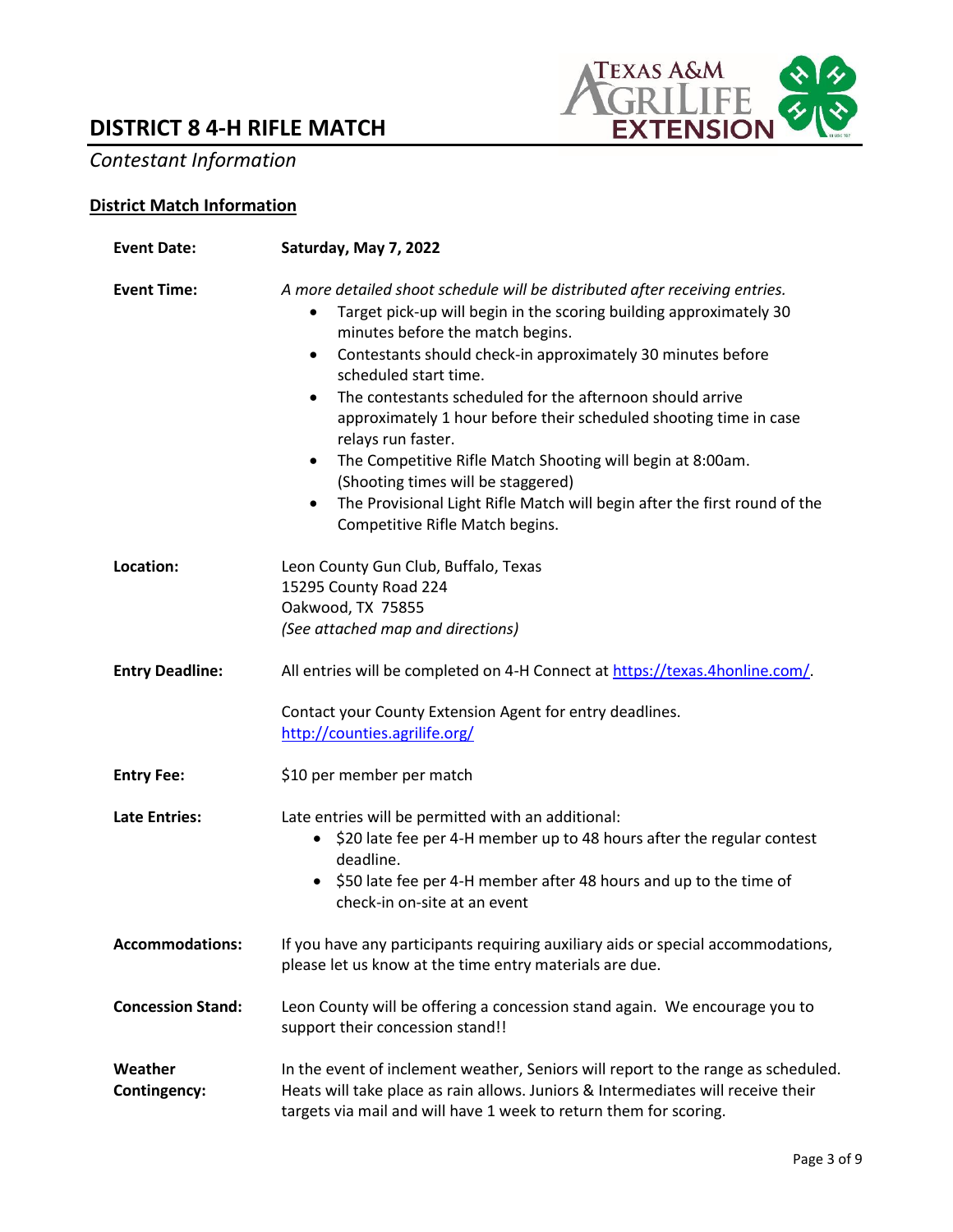# DISTRICT 8 4-H RIFLE MATCH

*Contestant Information*

## District Match Information

**Event Date:** **Saturday, May 7, 2022**

**Event Time:** *A more detailed shoot schedule will be distributed after receiving entries.*

- Target pick-up will begin in the scoring building approximately 30 minutes before the match begins.
- Contestants should check-in approximately 30 minutes before scheduled start time.
- The contestants scheduled for the afternoon should arrive approximately 1 hour before their scheduled shooting time in case relays run faster.
- The Competitive Rifle Match Shooting will begin at 8:00am. (Shooting times will be staggered)
- The Provisional Light Rifle Match will begin after the first round of the Competitive Rifle Match begins.

**Location:** Leon County Gun Club, Buffalo, Texas
15295 County Road 224
Oakwood, TX 75855
*(See attached map and directions)*

**Entry Deadline:** All entries will be completed on 4-H Connect at https://texas.4honline.com/.

Contact your County Extension Agent for entry deadlines.
http://counties.agrilife.org/

**Entry Fee:** $10 per member per match

**Late Entries:** Late entries will be permitted with an additional:

- $20 late fee per 4-H member up to 48 hours after the regular contest deadline.
- $50 late fee per 4-H member after 48 hours and up to the time of check-in on-site at an event

**Accommodations:** If you have any participants requiring auxiliary aids or special accommodations, please let us know at the time entry materials are due.

**Concession Stand:** Leon County will be offering a concession stand again. We encourage you to support their concession stand!!

**Weather Contingency:** In the event of inclement weather, Seniors will report to the range as scheduled. Heats will take place as rain allows. Juniors & Intermediates will receive their targets via mail and will have 1 week to return them for scoring.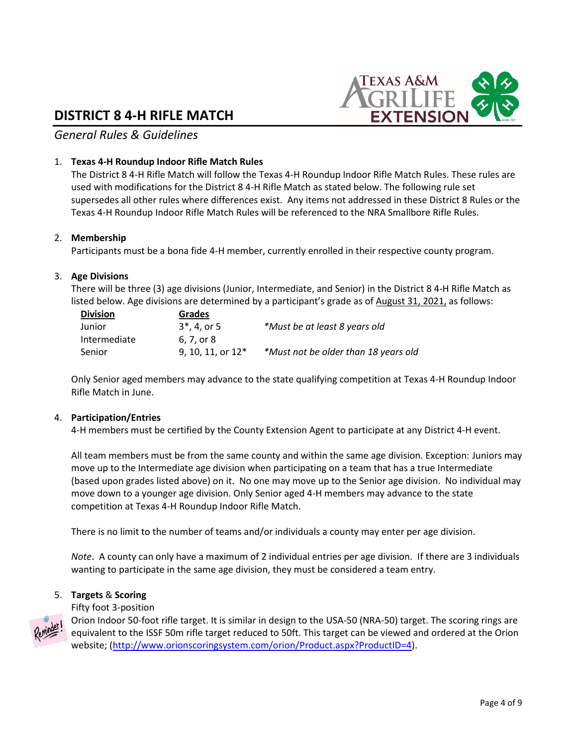# DISTRICT 8 4-H RIFLE MATCH

*General Rules & Guidelines*

1. **Texas 4-H Roundup Indoor Rifle Match Rules**

   The District 8 4-H Rifle Match will follow the Texas 4-H Roundup Indoor Rifle Match Rules. These rules are used with modifications for the District 8 4-H Rifle Match as stated below. The following rule set supersedes all other rules where differences exist. Any items not addressed in these District 8 Rules or the Texas 4-H Roundup Indoor Rifle Match Rules will be referenced to the NRA Smallbore Rifle Rules.

2. **Membership**

   Participants must be a bona fide 4-H member, currently enrolled in their respective county program.

3. **Age Divisions**

   There will be three (3) age divisions (Junior, Intermediate, and Senior) in the District 8 4-H Rifle Match as listed below. Age divisions are determined by a participant's grade as of August 31, 2021, as follows:

   | Division | Grades | |
   |---|---|---|
   | Junior | 3*, 4, or 5 | *Must be at least 8 years old* |
   | Intermediate | 6, 7, or 8 | |
   | Senior | 9, 10, 11, or 12* | *Must not be older than 18 years old* |

   Only Senior aged members may advance to the state qualifying competition at Texas 4-H Roundup Indoor Rifle Match in June.

4. **Participation/Entries**

   4-H members must be certified by the County Extension Agent to participate at any District 4-H event.

   All team members must be from the same county and within the same age division. Exception: Juniors may move up to the Intermediate age division when participating on a team that has a true Intermediate (based upon grades listed above) on it. No one may move up to the Senior age division. No individual may move down to a younger age division. Only Senior aged 4-H members may advance to the state competition at Texas 4-H Roundup Indoor Rifle Match.

   There is no limit to the number of teams and/or individuals a county may enter per age division.

   *Note*. A county can only have a maximum of 2 individual entries per age division. If there are 3 individuals wanting to participate in the same age division, they must be considered a team entry.

5. **Targets** & **Scoring**

   Fifty foot 3-position

   Orion Indoor 50-foot rifle target. It is similar in design to the USA-50 (NRA-50) target. The scoring rings are equivalent to the ISSF 50m rifle target reduced to 50ft. This target can be viewed and ordered at the Orion website; (http://www.orionscoringsystem.com/orion/Product.aspx?ProductID=4).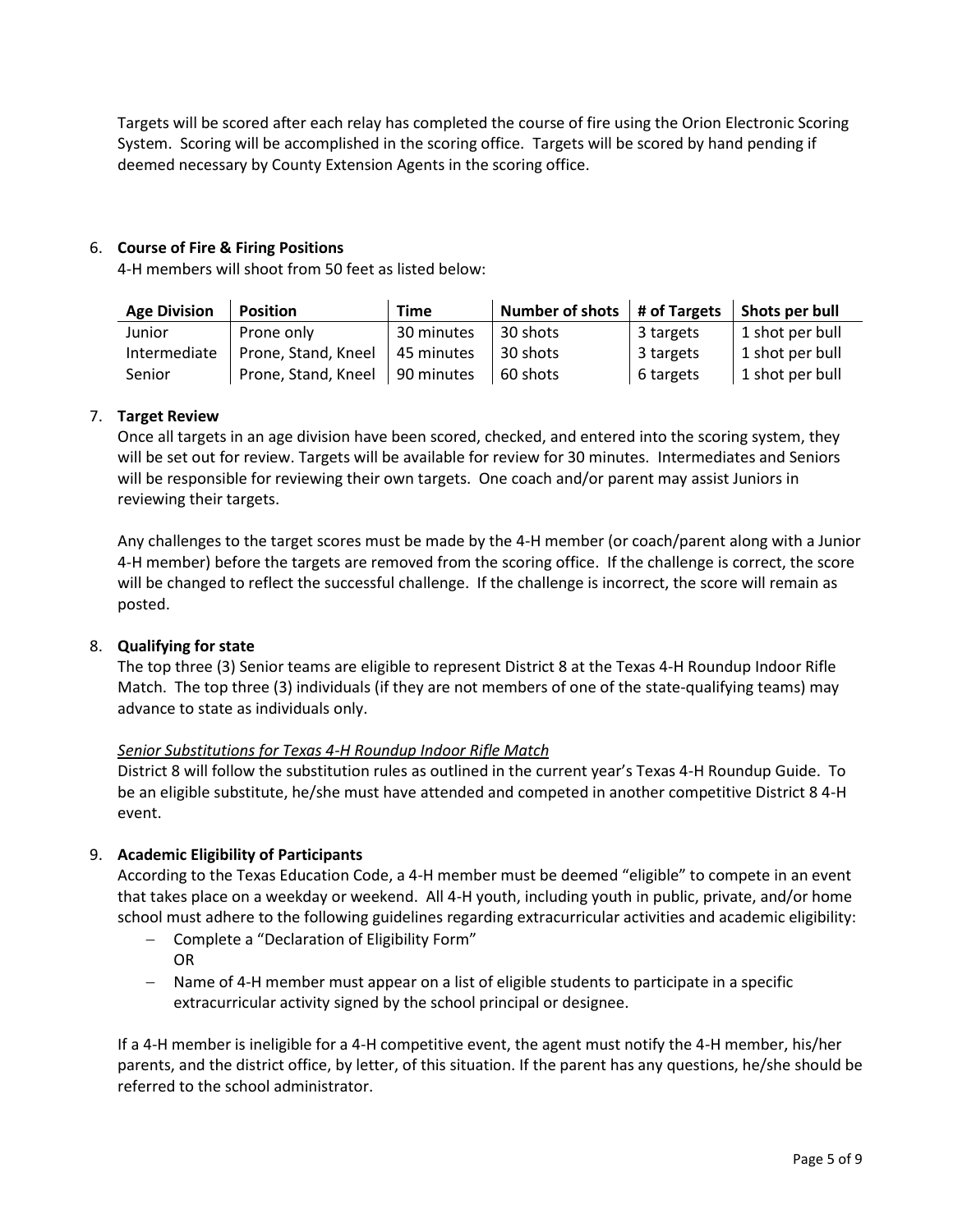Targets will be scored after each relay has completed the course of fire using the Orion Electronic Scoring System. Scoring will be accomplished in the scoring office. Targets will be scored by hand pending if deemed necessary by County Extension Agents in the scoring office.

6. **Course of Fire & Firing Positions**

   4-H members will shoot from 50 feet as listed below:

| Age Division | Position | Time | Number of shots | # of Targets | Shots per bull |
|---|---|---|---|---|---|
| Junior | Prone only | 30 minutes | 30 shots | 3 targets | 1 shot per bull |
| Intermediate | Prone, Stand, Kneel | 45 minutes | 30 shots | 3 targets | 1 shot per bull |
| Senior | Prone, Stand, Kneel | 90 minutes | 60 shots | 6 targets | 1 shot per bull |

7. **Target Review**

   Once all targets in an age division have been scored, checked, and entered into the scoring system, they will be set out for review. Targets will be available for review for 30 minutes. Intermediates and Seniors will be responsible for reviewing their own targets. One coach and/or parent may assist Juniors in reviewing their targets.

   Any challenges to the target scores must be made by the 4-H member (or coach/parent along with a Junior 4-H member) before the targets are removed from the scoring office. If the challenge is correct, the score will be changed to reflect the successful challenge. If the challenge is incorrect, the score will remain as posted.

8. **Qualifying for state**

   The top three (3) Senior teams are eligible to represent District 8 at the Texas 4-H Roundup Indoor Rifle Match. The top three (3) individuals (if they are not members of one of the state-qualifying teams) may advance to state as individuals only.

   *Senior Substitutions for Texas 4-H Roundup Indoor Rifle Match*

   District 8 will follow the substitution rules as outlined in the current year's Texas 4-H Roundup Guide. To be an eligible substitute, he/she must have attended and competed in another competitive District 8 4-H event.

9. **Academic Eligibility of Participants**

   According to the Texas Education Code, a 4-H member must be deemed "eligible" to compete in an event that takes place on a weekday or weekend. All 4-H youth, including youth in public, private, and/or home school must adhere to the following guidelines regarding extracurricular activities and academic eligibility:

   - Complete a "Declaration of Eligibility Form"
     OR
   - Name of 4-H member must appear on a list of eligible students to participate in a specific extracurricular activity signed by the school principal or designee.

   If a 4-H member is ineligible for a 4-H competitive event, the agent must notify the 4-H member, his/her parents, and the district office, by letter, of this situation. If the parent has any questions, he/she should be referred to the school administrator.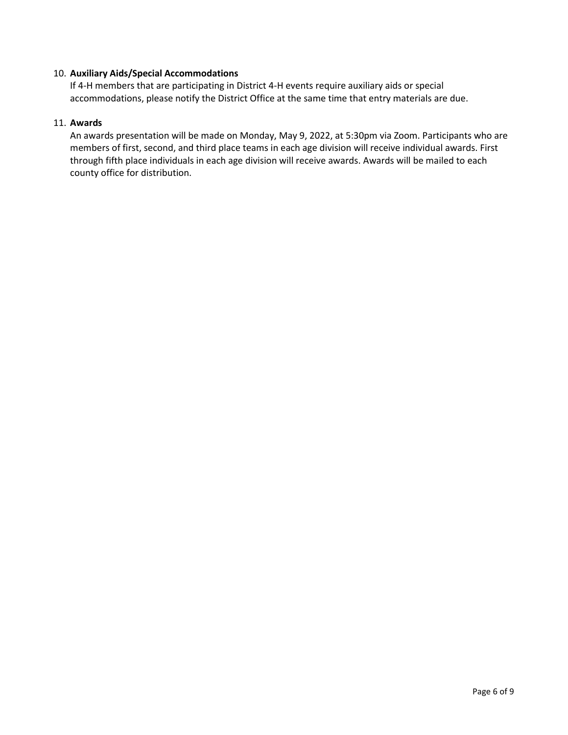10. **Auxiliary Aids/Special Accommodations**
    If 4-H members that are participating in District 4-H events require auxiliary aids or special accommodations, please notify the District Office at the same time that entry materials are due.

11. **Awards**
    An awards presentation will be made on Monday, May 9, 2022, at 5:30pm via Zoom. Participants who are members of first, second, and third place teams in each age division will receive individual awards. First through fifth place individuals in each age division will receive awards. Awards will be mailed to each county office for distribution.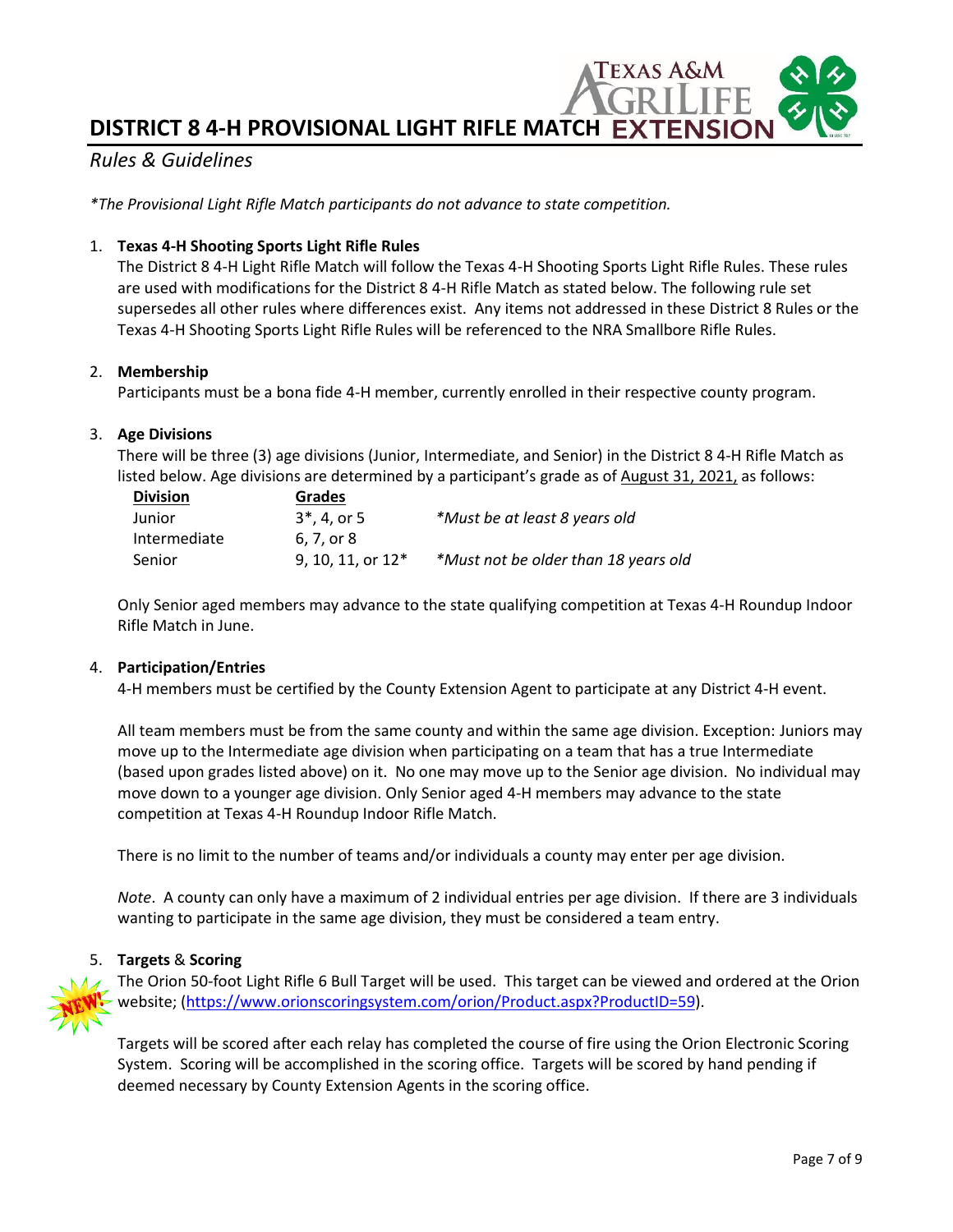# DISTRICT 8 4-H PROVISIONAL LIGHT RIFLE MATCH

*Rules & Guidelines*

*\*The Provisional Light Rifle Match participants do not advance to state competition.*

1. **Texas 4-H Shooting Sports Light Rifle Rules**
   The District 8 4-H Light Rifle Match will follow the Texas 4-H Shooting Sports Light Rifle Rules. These rules are used with modifications for the District 8 4-H Rifle Match as stated below. The following rule set supersedes all other rules where differences exist. Any items not addressed in these District 8 Rules or the Texas 4-H Shooting Sports Light Rifle Rules will be referenced to the NRA Smallbore Rifle Rules.

2. **Membership**
   Participants must be a bona fide 4-H member, currently enrolled in their respective county program.

3. **Age Divisions**
   There will be three (3) age divisions (Junior, Intermediate, and Senior) in the District 8 4-H Rifle Match as listed below. Age divisions are determined by a participant's grade as of August 31, 2021, as follows:

   | Division | Grades | |
   |---|---|---|
   | Junior | 3*, 4, or 5 | *\*Must be at least 8 years old* |
   | Intermediate | 6, 7, or 8 | |
   | Senior | 9, 10, 11, or 12* | *\*Must not be older than 18 years old* |

   Only Senior aged members may advance to the state qualifying competition at Texas 4-H Roundup Indoor Rifle Match in June.

4. **Participation/Entries**
   4-H members must be certified by the County Extension Agent to participate at any District 4-H event.

   All team members must be from the same county and within the same age division. Exception: Juniors may move up to the Intermediate age division when participating on a team that has a true Intermediate (based upon grades listed above) on it. No one may move up to the Senior age division. No individual may move down to a younger age division. Only Senior aged 4-H members may advance to the state competition at Texas 4-H Roundup Indoor Rifle Match.

   There is no limit to the number of teams and/or individuals a county may enter per age division.

   *Note*. A county can only have a maximum of 2 individual entries per age division. If there are 3 individuals wanting to participate in the same age division, they must be considered a team entry.

5. **Targets** & **Scoring**
   NEW! The Orion 50-foot Light Rifle 6 Bull Target will be used. This target can be viewed and ordered at the Orion website; (https://www.orionscoringsystem.com/orion/Product.aspx?ProductID=59).

   Targets will be scored after each relay has completed the course of fire using the Orion Electronic Scoring System. Scoring will be accomplished in the scoring office. Targets will be scored by hand pending if deemed necessary by County Extension Agents in the scoring office.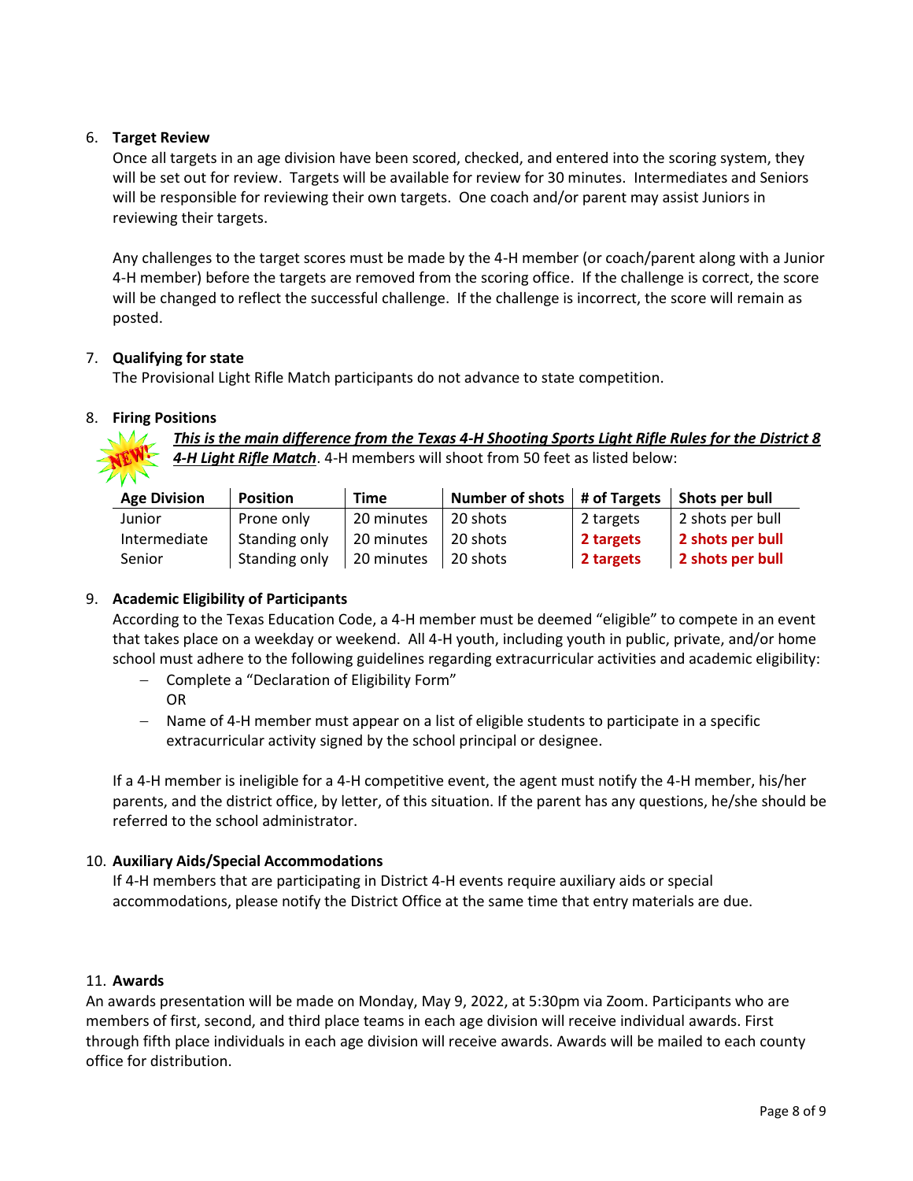6. **Target Review**

   Once all targets in an age division have been scored, checked, and entered into the scoring system, they will be set out for review. Targets will be available for review for 30 minutes. Intermediates and Seniors will be responsible for reviewing their own targets. One coach and/or parent may assist Juniors in reviewing their targets.

   Any challenges to the target scores must be made by the 4-H member (or coach/parent along with a Junior 4-H member) before the targets are removed from the scoring office. If the challenge is correct, the score will be changed to reflect the successful challenge. If the challenge is incorrect, the score will remain as posted.

7. **Qualifying for state**

   The Provisional Light Rifle Match participants do not advance to state competition.

8. **Firing Positions**

   NEW! ***This is the main difference from the Texas 4-H Shooting Sports Light Rifle Rules for the District 8 4-H Light Rifle Match***. 4-H members will shoot from 50 feet as listed below:

| Age Division | Position | Time | Number of shots | # of Targets | Shots per bull |
|---|---|---|---|---|---|
| Junior | Prone only | 20 minutes | 20 shots | 2 targets | 2 shots per bull |
| Intermediate | Standing only | 20 minutes | 20 shots | **2 targets** | **2 shots per bull** |
| Senior | Standing only | 20 minutes | 20 shots | **2 targets** | **2 shots per bull** |

9. **Academic Eligibility of Participants**

   According to the Texas Education Code, a 4-H member must be deemed "eligible" to compete in an event that takes place on a weekday or weekend. All 4-H youth, including youth in public, private, and/or home school must adhere to the following guidelines regarding extracurricular activities and academic eligibility:

   - Complete a "Declaration of Eligibility Form"
     OR
   - Name of 4-H member must appear on a list of eligible students to participate in a specific extracurricular activity signed by the school principal or designee.

   If a 4-H member is ineligible for a 4-H competitive event, the agent must notify the 4-H member, his/her parents, and the district office, by letter, of this situation. If the parent has any questions, he/she should be referred to the school administrator.

10. **Auxiliary Aids/Special Accommodations**

    If 4-H members that are participating in District 4-H events require auxiliary aids or special accommodations, please notify the District Office at the same time that entry materials are due.

11. **Awards**

An awards presentation will be made on Monday, May 9, 2022, at 5:30pm via Zoom. Participants who are members of first, second, and third place teams in each age division will receive individual awards. First through fifth place individuals in each age division will receive awards. Awards will be mailed to each county office for distribution.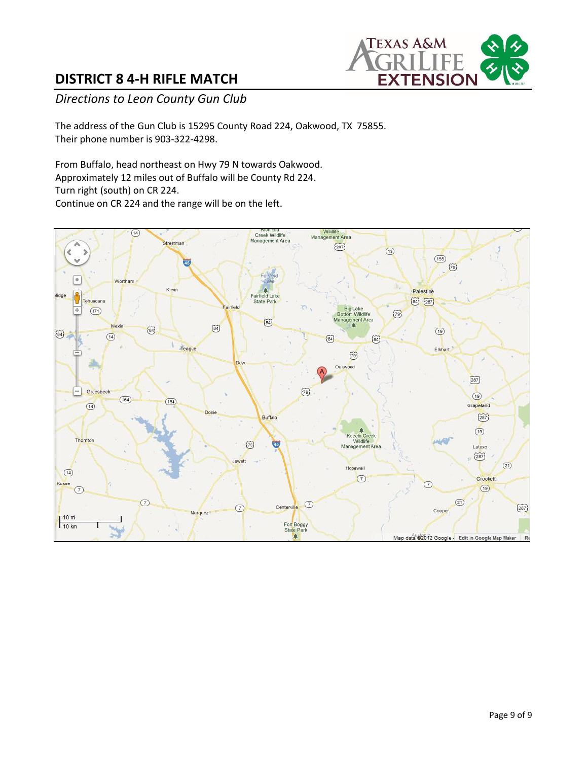# DISTRICT 8 4-H RIFLE MATCH

*Directions to Leon County Gun Club*

The address of the Gun Club is 15295 County Road 224, Oakwood, TX 75855.
Their phone number is 903-322-4298.

From Buffalo, head northeast on Hwy 79 N towards Oakwood.
Approximately 12 miles out of Buffalo will be County Rd 224.
Turn right (south) on CR 224.
Continue on CR 224 and the range will be on the left.